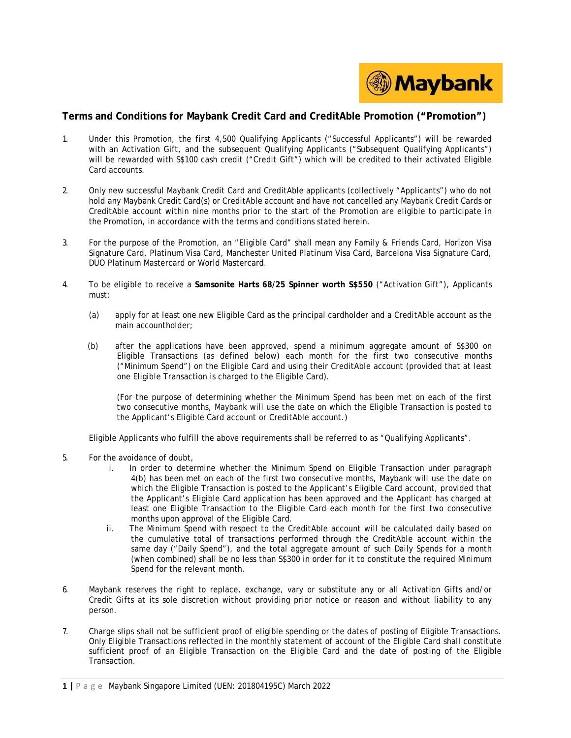# Terms and Conditions for Maybank Credit Card and CreditAble Promotion ("Promotion")

1. Under this Promotion, the first 4,500 Qualifying Applicants ("Successful Applicants") will be rewarded with an Activation Gift, and the subsequent Qualifying Applicants ("Subsequent Qualifying Applicants") will be rewarded with S$100 cash credit ("Credit Gift") which will be credited to their activated Eligible Card accounts.

2. Only new successful Maybank Credit Card and CreditAble applicants (collectively "Applicants") who do not hold any Maybank Credit Card(s) or CreditAble account and have not cancelled any Maybank Credit Cards or CreditAble account within nine months prior to the start of the Promotion are eligible to participate in the Promotion, in accordance with the terms and conditions stated herein.

3. For the purpose of the Promotion, an "Eligible Card" shall mean any Family & Friends Card, Horizon Visa Signature Card, Platinum Visa Card, Manchester United Platinum Visa Card, Barcelona Visa Signature Card, DUO Platinum Mastercard or World Mastercard.

4. To be eligible to receive a **Samsonite Harts 68/25 Spinner worth S$550** ("Activation Gift"), Applicants must:

   (a) apply for at least one new Eligible Card as the principal cardholder and a CreditAble account as the main accountholder;

   (b) after the applications have been approved, spend a minimum aggregate amount of S$300 on Eligible Transactions (as defined below) each month for the first two consecutive months ("Minimum Spend") on the Eligible Card and using their CreditAble account (provided that at least one Eligible Transaction is charged to the Eligible Card).

   (For the purpose of determining whether the Minimum Spend has been met on each of the first two consecutive months, Maybank will use the date on which the Eligible Transaction is posted to the Applicant's Eligible Card account or CreditAble account.)

   Eligible Applicants who fulfill the above requirements shall be referred to as "Qualifying Applicants".

5. For the avoidance of doubt,
   i. In order to determine whether the Minimum Spend on Eligible Transaction under paragraph 4(b) has been met on each of the first two consecutive months, Maybank will use the date on which the Eligible Transaction is posted to the Applicant's Eligible Card account, provided that the Applicant's Eligible Card application has been approved and the Applicant has charged at least one Eligible Transaction to the Eligible Card each month for the first two consecutive months upon approval of the Eligible Card.
   ii. The Minimum Spend with respect to the CreditAble account will be calculated daily based on the cumulative total of transactions performed through the CreditAble account within the same day ("Daily Spend"), and the total aggregate amount of such Daily Spends for a month (when combined) shall be no less than S$300 in order for it to constitute the required Minimum Spend for the relevant month.

6. Maybank reserves the right to replace, exchange, vary or substitute any or all Activation Gifts and/or Credit Gifts at its sole discretion without providing prior notice or reason and without liability to any person.

7. Charge slips shall not be sufficient proof of eligible spending or the dates of posting of Eligible Transactions. Only Eligible Transactions reflected in the monthly statement of account of the Eligible Card shall constitute sufficient proof of an Eligible Transaction on the Eligible Card and the date of posting of the Eligible Transaction.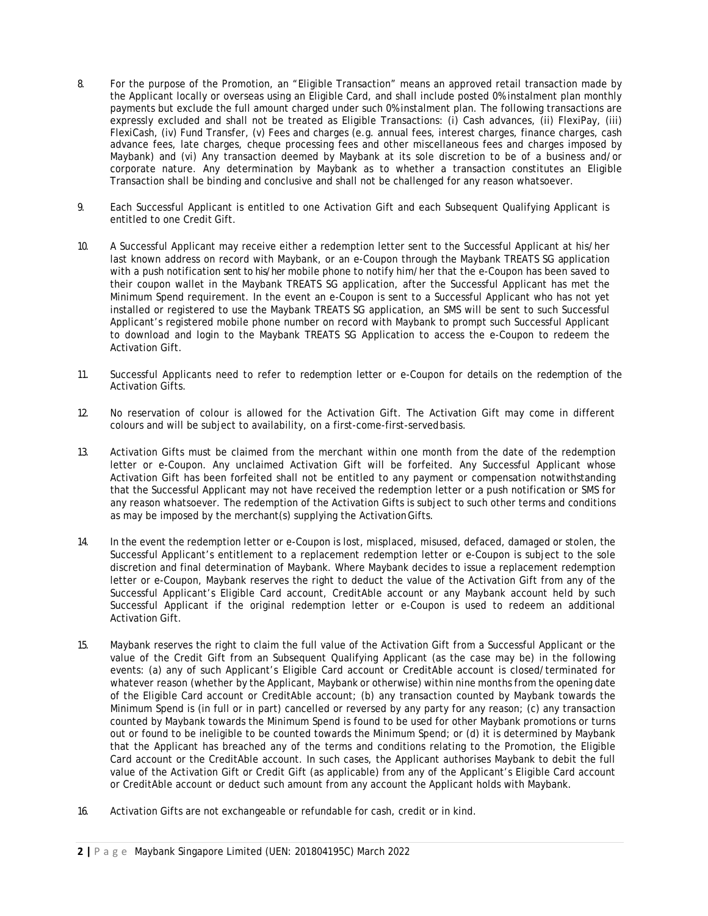8. For the purpose of the Promotion, an "Eligible Transaction" means an approved retail transaction made by the Applicant locally or overseas using an Eligible Card, and shall include posted 0% instalment plan monthly payments but exclude the full amount charged under such 0% instalment plan. The following transactions are expressly excluded and shall not be treated as Eligible Transactions: (i) Cash advances, (ii) FlexiPay, (iii) FlexiCash, (iv) Fund Transfer, (v) Fees and charges (e.g. annual fees, interest charges, finance charges, cash advance fees, late charges, cheque processing fees and other miscellaneous fees and charges imposed by Maybank) and (vi) Any transaction deemed by Maybank at its sole discretion to be of a business and/or corporate nature. Any determination by Maybank as to whether a transaction constitutes an Eligible Transaction shall be binding and conclusive and shall not be challenged for any reason whatsoever.

9. Each Successful Applicant is entitled to one Activation Gift and each Subsequent Qualifying Applicant is entitled to one Credit Gift.

10. A Successful Applicant may receive either a redemption letter sent to the Successful Applicant at his/her last known address on record with Maybank, or an e-Coupon through the Maybank TREATS SG application with a push notification sent to his/her mobile phone to notify him/her that the e-Coupon has been saved to their coupon wallet in the Maybank TREATS SG application, after the Successful Applicant has met the Minimum Spend requirement. In the event an e-Coupon is sent to a Successful Applicant who has not yet installed or registered to use the Maybank TREATS SG application, an SMS will be sent to such Successful Applicant's registered mobile phone number on record with Maybank to prompt such Successful Applicant to download and login to the Maybank TREATS SG Application to access the e-Coupon to redeem the Activation Gift.

11. Successful Applicants need to refer to redemption letter or e-Coupon for details on the redemption of the Activation Gifts.

12. No reservation of colour is allowed for the Activation Gift. The Activation Gift may come in different colours and will be subject to availability, on a first-come-first-served basis.

13. Activation Gifts must be claimed from the merchant within one month from the date of the redemption letter or e-Coupon. Any unclaimed Activation Gift will be forfeited. Any Successful Applicant whose Activation Gift has been forfeited shall not be entitled to any payment or compensation notwithstanding that the Successful Applicant may not have received the redemption letter or a push notification or SMS for any reason whatsoever. The redemption of the Activation Gifts is subject to such other terms and conditions as may be imposed by the merchant(s) supplying the Activation Gifts.

14. In the event the redemption letter or e-Coupon is lost, misplaced, misused, defaced, damaged or stolen, the Successful Applicant's entitlement to a replacement redemption letter or e-Coupon is subject to the sole discretion and final determination of Maybank. Where Maybank decides to issue a replacement redemption letter or e-Coupon, Maybank reserves the right to deduct the value of the Activation Gift from any of the Successful Applicant's Eligible Card account, CreditAble account or any Maybank account held by such Successful Applicant if the original redemption letter or e-Coupon is used to redeem an additional Activation Gift.

15. Maybank reserves the right to claim the full value of the Activation Gift from a Successful Applicant or the value of the Credit Gift from an Subsequent Qualifying Applicant (as the case may be) in the following events: (a) any of such Applicant's Eligible Card account or CreditAble account is closed/terminated for whatever reason (whether by the Applicant, Maybank or otherwise) within nine months from the opening date of the Eligible Card account or CreditAble account; (b) any transaction counted by Maybank towards the Minimum Spend is (in full or in part) cancelled or reversed by any party for any reason; (c) any transaction counted by Maybank towards the Minimum Spend is found to be used for other Maybank promotions or turns out or found to be ineligible to be counted towards the Minimum Spend; or (d) it is determined by Maybank that the Applicant has breached any of the terms and conditions relating to the Promotion, the Eligible Card account or the CreditAble account. In such cases, the Applicant authorises Maybank to debit the full value of the Activation Gift or Credit Gift (as applicable) from any of the Applicant's Eligible Card account or CreditAble account or deduct such amount from any account the Applicant holds with Maybank.

16. Activation Gifts are not exchangeable or refundable for cash, credit or in kind.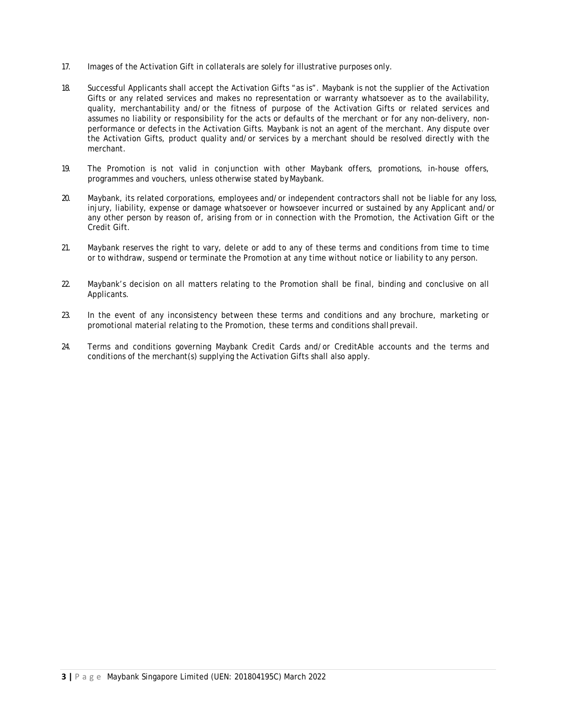17. Images of the Activation Gift in collaterals are solely for illustrative purposes only.

18. Successful Applicants shall accept the Activation Gifts "as is". Maybank is not the supplier of the Activation Gifts or any related services and makes no representation or warranty whatsoever as to the availability, quality, merchantability and/or the fitness of purpose of the Activation Gifts or related services and assumes no liability or responsibility for the acts or defaults of the merchant or for any non-delivery, non-performance or defects in the Activation Gifts. Maybank is not an agent of the merchant. Any dispute over the Activation Gifts, product quality and/or services by a merchant should be resolved directly with the merchant.

19. The Promotion is not valid in conjunction with other Maybank offers, promotions, in-house offers, programmes and vouchers, unless otherwise stated by Maybank.

20. Maybank, its related corporations, employees and/or independent contractors shall not be liable for any loss, injury, liability, expense or damage whatsoever or howsoever incurred or sustained by any Applicant and/or any other person by reason of, arising from or in connection with the Promotion, the Activation Gift or the Credit Gift.

21. Maybank reserves the right to vary, delete or add to any of these terms and conditions from time to time or to withdraw, suspend or terminate the Promotion at any time without notice or liability to any person.

22. Maybank's decision on all matters relating to the Promotion shall be final, binding and conclusive on all Applicants.

23. In the event of any inconsistency between these terms and conditions and any brochure, marketing or promotional material relating to the Promotion, these terms and conditions shall prevail.

24. Terms and conditions governing Maybank Credit Cards and/or CreditAble accounts and the terms and conditions of the merchant(s) supplying the Activation Gifts shall also apply.